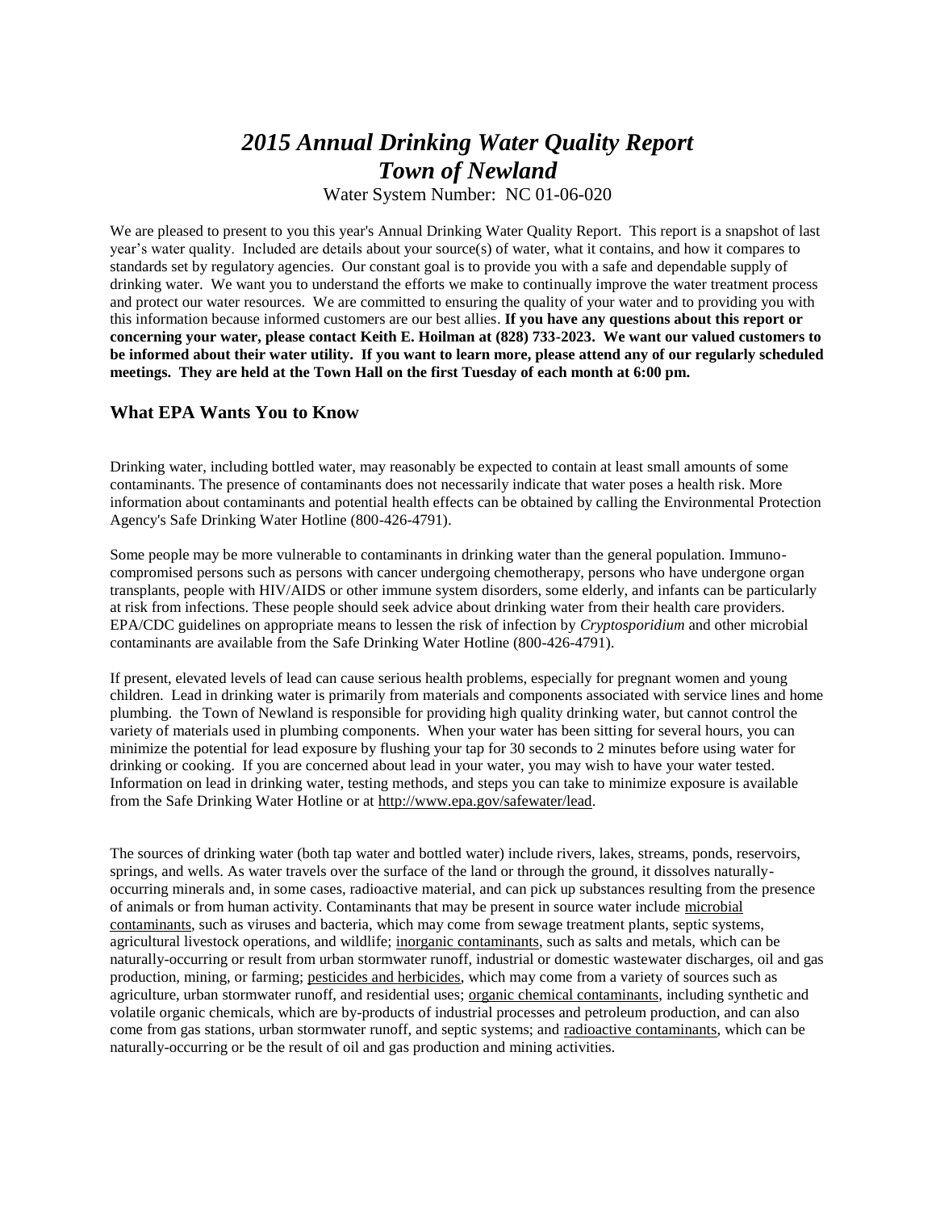# *2015 Annual Drinking Water Quality Report*
# *Town of Newland*

Water System Number: NC 01-06-020

We are pleased to present to you this year's Annual Drinking Water Quality Report. This report is a snapshot of last year's water quality. Included are details about your source(s) of water, what it contains, and how it compares to standards set by regulatory agencies. Our constant goal is to provide you with a safe and dependable supply of drinking water. We want you to understand the efforts we make to continually improve the water treatment process and protect our water resources. We are committed to ensuring the quality of your water and to providing you with this information because informed customers are our best allies. **If you have any questions about this report or concerning your water, please contact Keith E. Hoilman at (828) 733-2023. We want our valued customers to be informed about their water utility. If you want to learn more, please attend any of our regularly scheduled meetings. They are held at the Town Hall on the first Tuesday of each month at 6:00 pm.**

## What EPA Wants You to Know

Drinking water, including bottled water, may reasonably be expected to contain at least small amounts of some contaminants. The presence of contaminants does not necessarily indicate that water poses a health risk. More information about contaminants and potential health effects can be obtained by calling the Environmental Protection Agency's Safe Drinking Water Hotline (800-426-4791).

Some people may be more vulnerable to contaminants in drinking water than the general population. Immuno-compromised persons such as persons with cancer undergoing chemotherapy, persons who have undergone organ transplants, people with HIV/AIDS or other immune system disorders, some elderly, and infants can be particularly at risk from infections. These people should seek advice about drinking water from their health care providers. EPA/CDC guidelines on appropriate means to lessen the risk of infection by *Cryptosporidium* and other microbial contaminants are available from the Safe Drinking Water Hotline (800-426-4791).

If present, elevated levels of lead can cause serious health problems, especially for pregnant women and young children. Lead in drinking water is primarily from materials and components associated with service lines and home plumbing. the Town of Newland is responsible for providing high quality drinking water, but cannot control the variety of materials used in plumbing components. When your water has been sitting for several hours, you can minimize the potential for lead exposure by flushing your tap for 30 seconds to 2 minutes before using water for drinking or cooking. If you are concerned about lead in your water, you may wish to have your water tested. Information on lead in drinking water, testing methods, and steps you can take to minimize exposure is available from the Safe Drinking Water Hotline or at http://www.epa.gov/safewater/lead.

The sources of drinking water (both tap water and bottled water) include rivers, lakes, streams, ponds, reservoirs, springs, and wells. As water travels over the surface of the land or through the ground, it dissolves naturally-occurring minerals and, in some cases, radioactive material, and can pick up substances resulting from the presence of animals or from human activity. Contaminants that may be present in source water include microbial contaminants, such as viruses and bacteria, which may come from sewage treatment plants, septic systems, agricultural livestock operations, and wildlife; inorganic contaminants, such as salts and metals, which can be naturally-occurring or result from urban stormwater runoff, industrial or domestic wastewater discharges, oil and gas production, mining, or farming; pesticides and herbicides, which may come from a variety of sources such as agriculture, urban stormwater runoff, and residential uses; organic chemical contaminants, including synthetic and volatile organic chemicals, which are by-products of industrial processes and petroleum production, and can also come from gas stations, urban stormwater runoff, and septic systems; and radioactive contaminants, which can be naturally-occurring or be the result of oil and gas production and mining activities.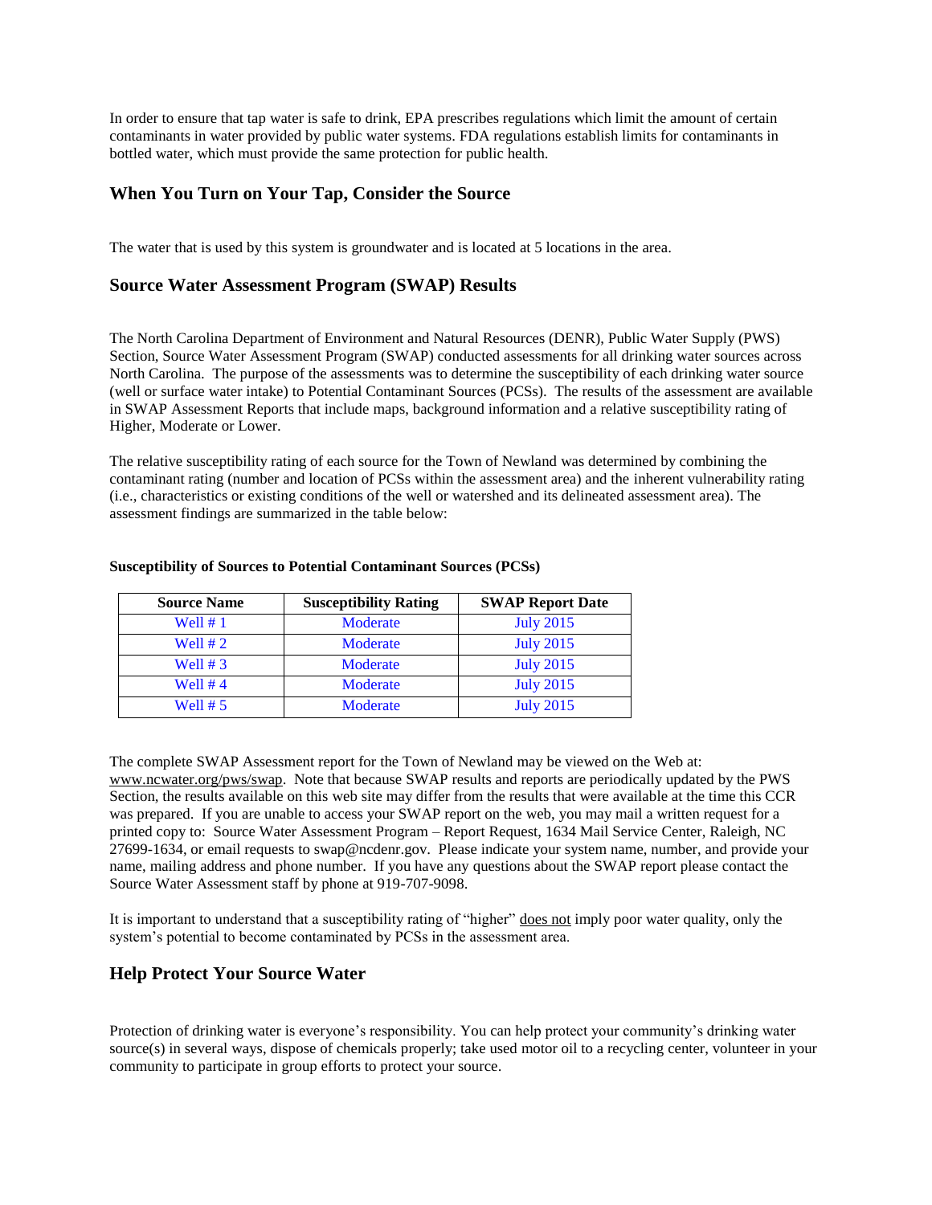In order to ensure that tap water is safe to drink, EPA prescribes regulations which limit the amount of certain contaminants in water provided by public water systems. FDA regulations establish limits for contaminants in bottled water, which must provide the same protection for public health.

## When You Turn on Your Tap, Consider the Source

The water that is used by this system is groundwater and is located at 5 locations in the area.

## Source Water Assessment Program (SWAP) Results

The North Carolina Department of Environment and Natural Resources (DENR), Public Water Supply (PWS) Section, Source Water Assessment Program (SWAP) conducted assessments for all drinking water sources across North Carolina. The purpose of the assessments was to determine the susceptibility of each drinking water source (well or surface water intake) to Potential Contaminant Sources (PCSs). The results of the assessment are available in SWAP Assessment Reports that include maps, background information and a relative susceptibility rating of Higher, Moderate or Lower.

The relative susceptibility rating of each source for the Town of Newland was determined by combining the contaminant rating (number and location of PCSs within the assessment area) and the inherent vulnerability rating (i.e., characteristics or existing conditions of the well or watershed and its delineated assessment area). The assessment findings are summarized in the table below:

**Susceptibility of Sources to Potential Contaminant Sources (PCSs)**

| Source Name | Susceptibility Rating | SWAP Report Date |
|---|---|---|
| Well # 1 | Moderate | July 2015 |
| Well # 2 | Moderate | July 2015 |
| Well # 3 | Moderate | July 2015 |
| Well # 4 | Moderate | July 2015 |
| Well # 5 | Moderate | July 2015 |

The complete SWAP Assessment report for the Town of Newland may be viewed on the Web at: www.ncwater.org/pws/swap. Note that because SWAP results and reports are periodically updated by the PWS Section, the results available on this web site may differ from the results that were available at the time this CCR was prepared. If you are unable to access your SWAP report on the web, you may mail a written request for a printed copy to: Source Water Assessment Program – Report Request, 1634 Mail Service Center, Raleigh, NC 27699-1634, or email requests to swap@ncdenr.gov. Please indicate your system name, number, and provide your name, mailing address and phone number. If you have any questions about the SWAP report please contact the Source Water Assessment staff by phone at 919-707-9098.

It is important to understand that a susceptibility rating of "higher" does not imply poor water quality, only the system's potential to become contaminated by PCSs in the assessment area.

## Help Protect Your Source Water

Protection of drinking water is everyone's responsibility. You can help protect your community's drinking water source(s) in several ways, dispose of chemicals properly; take used motor oil to a recycling center, volunteer in your community to participate in group efforts to protect your source.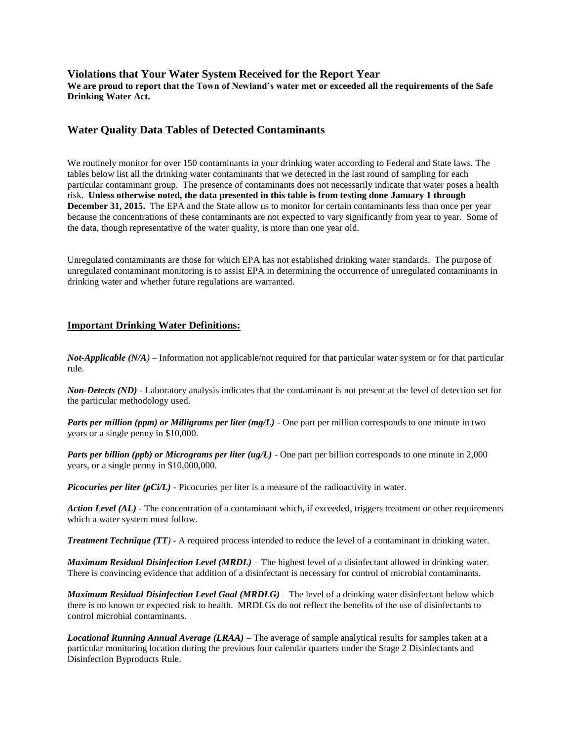## Violations that Your Water System Received for the Report Year

**We are proud to report that the Town of Newland's water met or exceeded all the requirements of the Safe Drinking Water Act.**

## Water Quality Data Tables of Detected Contaminants

We routinely monitor for over 150 contaminants in your drinking water according to Federal and State laws. The tables below list all the drinking water contaminants that we detected in the last round of sampling for each particular contaminant group. The presence of contaminants does not necessarily indicate that water poses a health risk. **Unless otherwise noted, the data presented in this table is from testing done January 1 through December 31, 2015.** The EPA and the State allow us to monitor for certain contaminants less than once per year because the concentrations of these contaminants are not expected to vary significantly from year to year. Some of the data, though representative of the water quality, is more than one year old.

Unregulated contaminants are those for which EPA has not established drinking water standards. The purpose of unregulated contaminant monitoring is to assist EPA in determining the occurrence of unregulated contaminants in drinking water and whether future regulations are warranted.

### Important Drinking Water Definitions:

***Not-Applicable (N/A)*** – Information not applicable/not required for that particular water system or for that particular rule.

***Non-Detects (ND)*** - Laboratory analysis indicates that the contaminant is not present at the level of detection set for the particular methodology used.

***Parts per million (ppm) or Milligrams per liter (mg/L)*** - One part per million corresponds to one minute in two years or a single penny in $10,000.

***Parts per billion (ppb) or Micrograms per liter (ug/L)*** - One part per billion corresponds to one minute in 2,000 years, or a single penny in $10,000,000.

***Picocuries per liter (pCi/L)*** - Picocuries per liter is a measure of the radioactivity in water.

***Action Level (AL)*** - The concentration of a contaminant which, if exceeded, triggers treatment or other requirements which a water system must follow.

***Treatment Technique (TT)*** - A required process intended to reduce the level of a contaminant in drinking water.

***Maximum Residual Disinfection Level (MRDL)*** – The highest level of a disinfectant allowed in drinking water. There is convincing evidence that addition of a disinfectant is necessary for control of microbial contaminants.

***Maximum Residual Disinfection Level Goal (MRDLG)*** – The level of a drinking water disinfectant below which there is no known or expected risk to health. MRDLGs do not reflect the benefits of the use of disinfectants to control microbial contaminants.

***Locational Running Annual Average (LRAA)*** – The average of sample analytical results for samples taken at a particular monitoring location during the previous four calendar quarters under the Stage 2 Disinfectants and Disinfection Byproducts Rule.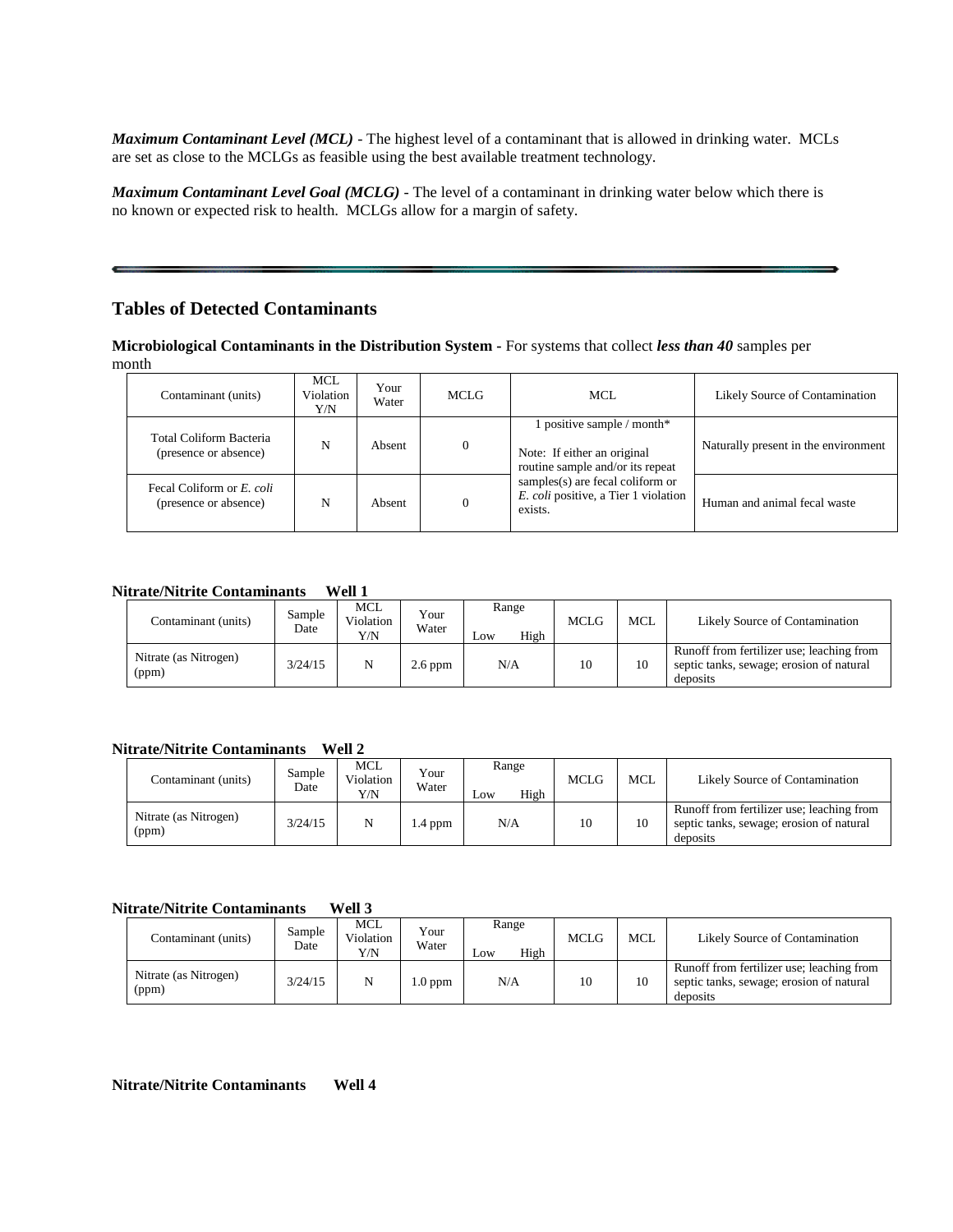***Maximum Contaminant Level (MCL)*** - The highest level of a contaminant that is allowed in drinking water. MCLs are set as close to the MCLGs as feasible using the best available treatment technology.

***Maximum Contaminant Level Goal (MCLG)*** - The level of a contaminant in drinking water below which there is no known or expected risk to health. MCLGs allow for a margin of safety.

---

## Tables of Detected Contaminants

**Microbiological Contaminants in the Distribution System -** For systems that collect ***less than 40*** samples per month

| Contaminant (units) | MCL Violation Y/N | Your Water | MCLG | MCL | Likely Source of Contamination |
|---|---|---|---|---|---|
| Total Coliform Bacteria (presence or absence) | N | Absent | 0 | 1 positive sample / month* Note: If either an original routine sample and/or its repeat samples(s) are fecal coliform or *E. coli* positive, a Tier 1 violation exists. | Naturally present in the environment |
| Fecal Coliform or *E. coli* (presence or absence) | N | Absent | 0 | | Human and animal fecal waste |

**Nitrate/Nitrite Contaminants Well 1**

| Contaminant (units) | Sample Date | MCL Violation Y/N | Your Water | Range | | MCLG | MCL | Likely Source of Contamination |
|---|---|---|---|---|---|---|---|---|
| | | | | Low | High | | | |
| Nitrate (as Nitrogen) (ppm) | 3/24/15 | N | 2.6 ppm | N/A | | 10 | 10 | Runoff from fertilizer use; leaching from septic tanks, sewage; erosion of natural deposits |

**Nitrate/Nitrite Contaminants Well 2**

| Contaminant (units) | Sample Date | MCL Violation Y/N | Your Water | Range | | MCLG | MCL | Likely Source of Contamination |
|---|---|---|---|---|---|---|---|---|
| | | | | Low | High | | | |
| Nitrate (as Nitrogen) (ppm) | 3/24/15 | N | 1.4 ppm | N/A | | 10 | 10 | Runoff from fertilizer use; leaching from septic tanks, sewage; erosion of natural deposits |

**Nitrate/Nitrite Contaminants Well 3**

| Contaminant (units) | Sample Date | MCL Violation Y/N | Your Water | Range | | MCLG | MCL | Likely Source of Contamination |
|---|---|---|---|---|---|---|---|---|
| | | | | Low | High | | | |
| Nitrate (as Nitrogen) (ppm) | 3/24/15 | N | 1.0 ppm | N/A | | 10 | 10 | Runoff from fertilizer use; leaching from septic tanks, sewage; erosion of natural deposits |

**Nitrate/Nitrite Contaminants Well 4**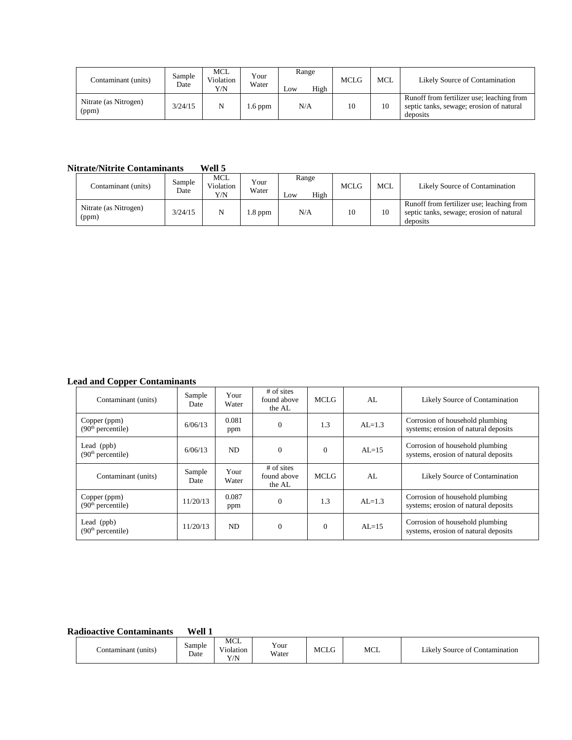| Contaminant (units) | Sample Date | MCL Violation Y/N | Your Water | Range Low | High | MCLG | MCL | Likely Source of Contamination |
|---|---|---|---|---|---|---|---|---|
| Nitrate (as Nitrogen) (ppm) | 3/24/15 | N | 1.6 ppm | N/A | | 10 | 10 | Runoff from fertilizer use; leaching from septic tanks, sewage; erosion of natural deposits |

**Nitrate/Nitrite Contaminants Well 5**

| Contaminant (units) | Sample Date | MCL Violation Y/N | Your Water | Range Low | High | MCLG | MCL | Likely Source of Contamination |
|---|---|---|---|---|---|---|---|---|
| Nitrate (as Nitrogen) (ppm) | 3/24/15 | N | 1.8 ppm | N/A | | 10 | 10 | Runoff from fertilizer use; leaching from septic tanks, sewage; erosion of natural deposits |

**Lead and Copper Contaminants**

| Contaminant (units) | Sample Date | Your Water | # of sites found above the AL | MCLG | AL | Likely Source of Contamination |
|---|---|---|---|---|---|---|
| Copper (ppm) (90th percentile) | 6/06/13 | 0.081 ppm | 0 | 1.3 | AL=1.3 | Corrosion of household plumbing systems; erosion of natural deposits |
| Lead (ppb) (90th percentile) | 6/06/13 | ND | 0 | 0 | AL=15 | Corrosion of household plumbing systems, erosion of natural deposits |
| Contaminant (units) | Sample Date | Your Water | # of sites found above the AL | MCLG | AL | Likely Source of Contamination |
| Copper (ppm) (90th percentile) | 11/20/13 | 0.087 ppm | 0 | 1.3 | AL=1.3 | Corrosion of household plumbing systems; erosion of natural deposits |
| Lead (ppb) (90th percentile) | 11/20/13 | ND | 0 | 0 | AL=15 | Corrosion of household plumbing systems, erosion of natural deposits |

**Radioactive Contaminants Well 1**

| Contaminant (units) | Sample Date | MCL Violation Y/N | Your Water | MCLG | MCL | Likely Source of Contamination |
|---|---|---|---|---|---|---|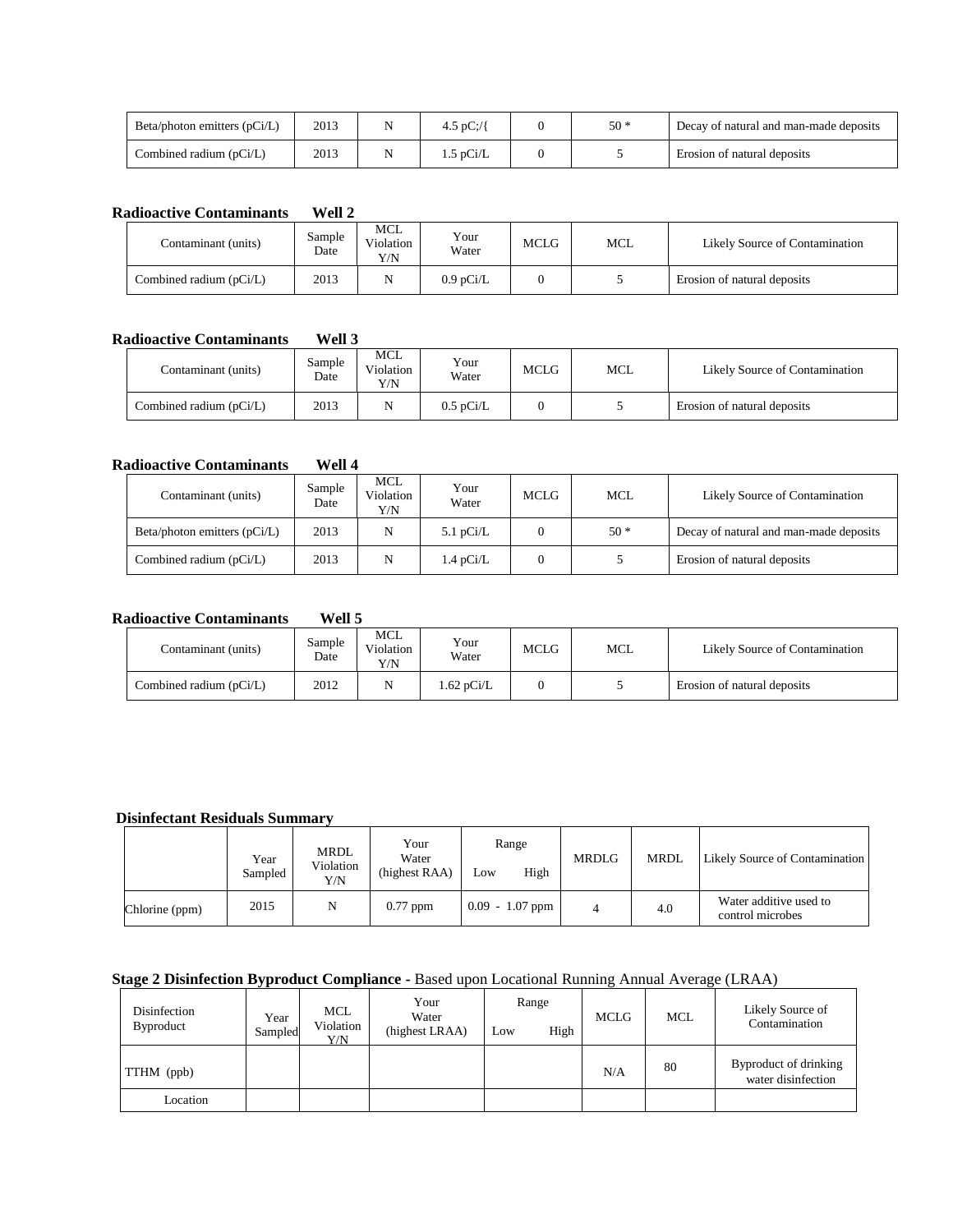| Beta/photon emitters (pCi/L) | 2013 | N | 4.5 pC;/{ | 0 | 50 * | Decay of natural and man-made deposits |
|---|---|---|---|---|---|---|
| Combined radium (pCi/L) | 2013 | N | 1.5 pCi/L | 0 | 5 | Erosion of natural deposits |

**Radioactive Contaminants Well 2**

| Contaminant (units) | Sample Date | MCL Violation Y/N | Your Water | MCLG | MCL | Likely Source of Contamination |
|---|---|---|---|---|---|---|
| Combined radium (pCi/L) | 2013 | N | 0.9 pCi/L | 0 | 5 | Erosion of natural deposits |

**Radioactive Contaminants Well 3**

| Contaminant (units) | Sample Date | MCL Violation Y/N | Your Water | MCLG | MCL | Likely Source of Contamination |
|---|---|---|---|---|---|---|
| Combined radium (pCi/L) | 2013 | N | 0.5 pCi/L | 0 | 5 | Erosion of natural deposits |

**Radioactive Contaminants Well 4**

| Contaminant (units) | Sample Date | MCL Violation Y/N | Your Water | MCLG | MCL | Likely Source of Contamination |
|---|---|---|---|---|---|---|
| Beta/photon emitters (pCi/L) | 2013 | N | 5.1 pCi/L | 0 | 50 * | Decay of natural and man-made deposits |
| Combined radium (pCi/L) | 2013 | N | 1.4 pCi/L | 0 | 5 | Erosion of natural deposits |

**Radioactive Contaminants Well 5**

| Contaminant (units) | Sample Date | MCL Violation Y/N | Your Water | MCLG | MCL | Likely Source of Contamination |
|---|---|---|---|---|---|---|
| Combined radium (pCi/L) | 2012 | N | 1.62 pCi/L | 0 | 5 | Erosion of natural deposits |

**Disinfectant Residuals Summary**

| | Year Sampled | MRDL Violation Y/N | Your Water (highest RAA) | Range Low | Range High | MRDLG | MRDL | Likely Source of Contamination |
|---|---|---|---|---|---|---|---|---|
| Chlorine (ppm) | 2015 | N | 0.77 ppm | 0.09 | 1.07 ppm | 4 | 4.0 | Water additive used to control microbes |

**Stage 2 Disinfection Byproduct Compliance -** Based upon Locational Running Annual Average (LRAA)

| Disinfection Byproduct | Year Sampled | MCL Violation Y/N | Your Water (highest LRAA) | Range Low | Range High | MCLG | MCL | Likely Source of Contamination |
|---|---|---|---|---|---|---|---|---|
| TTHM (ppb) | | | | | | N/A | 80 | Byproduct of drinking water disinfection |
| Location | | | | | | | | |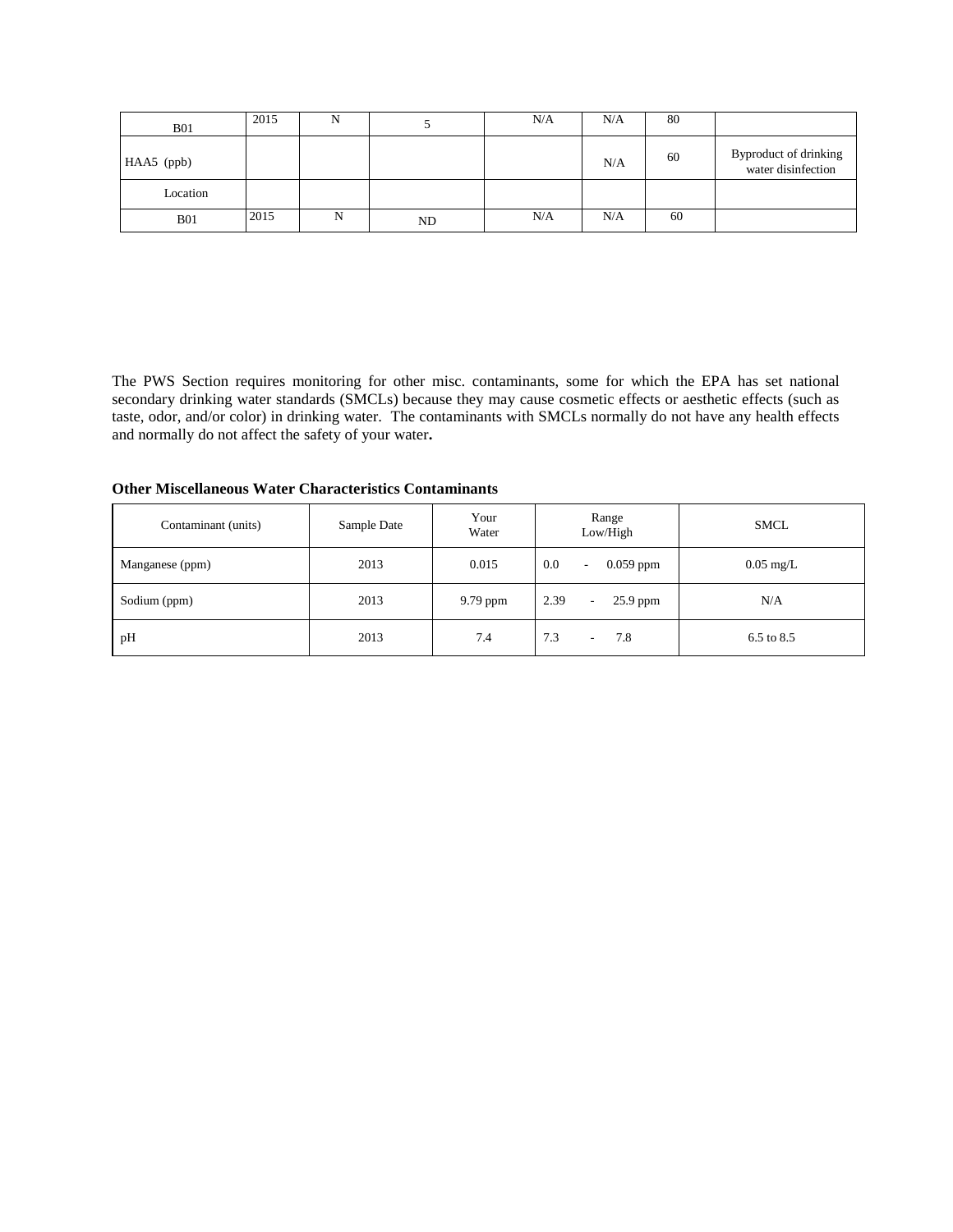| | | | | | | | |
|---|---|---|---|---|---|---|---|
| B01 | 2015 | N | 5 | N/A | N/A | 80 | |
| HAA5 (ppb) | | | | | N/A | 60 | Byproduct of drinking water disinfection |
| Location | | | | | | | |
| B01 | 2015 | N | ND | N/A | N/A | 60 | |

The PWS Section requires monitoring for other misc. contaminants, some for which the EPA has set national secondary drinking water standards (SMCLs) because they may cause cosmetic effects or aesthetic effects (such as taste, odor, and/or color) in drinking water. The contaminants with SMCLs normally do not have any health effects and normally do not affect the safety of your water**.**

**Other Miscellaneous Water Characteristics Contaminants**

| Contaminant (units) | Sample Date | Your Water | Range Low/High | SMCL |
|---|---|---|---|---|
| Manganese (ppm) | 2013 | 0.015 | 0.0 - 0.059 ppm | 0.05 mg/L |
| Sodium (ppm) | 2013 | 9.79 ppm | 2.39 - 25.9 ppm | N/A |
| pH | 2013 | 7.4 | 7.3 - 7.8 | 6.5 to 8.5 |